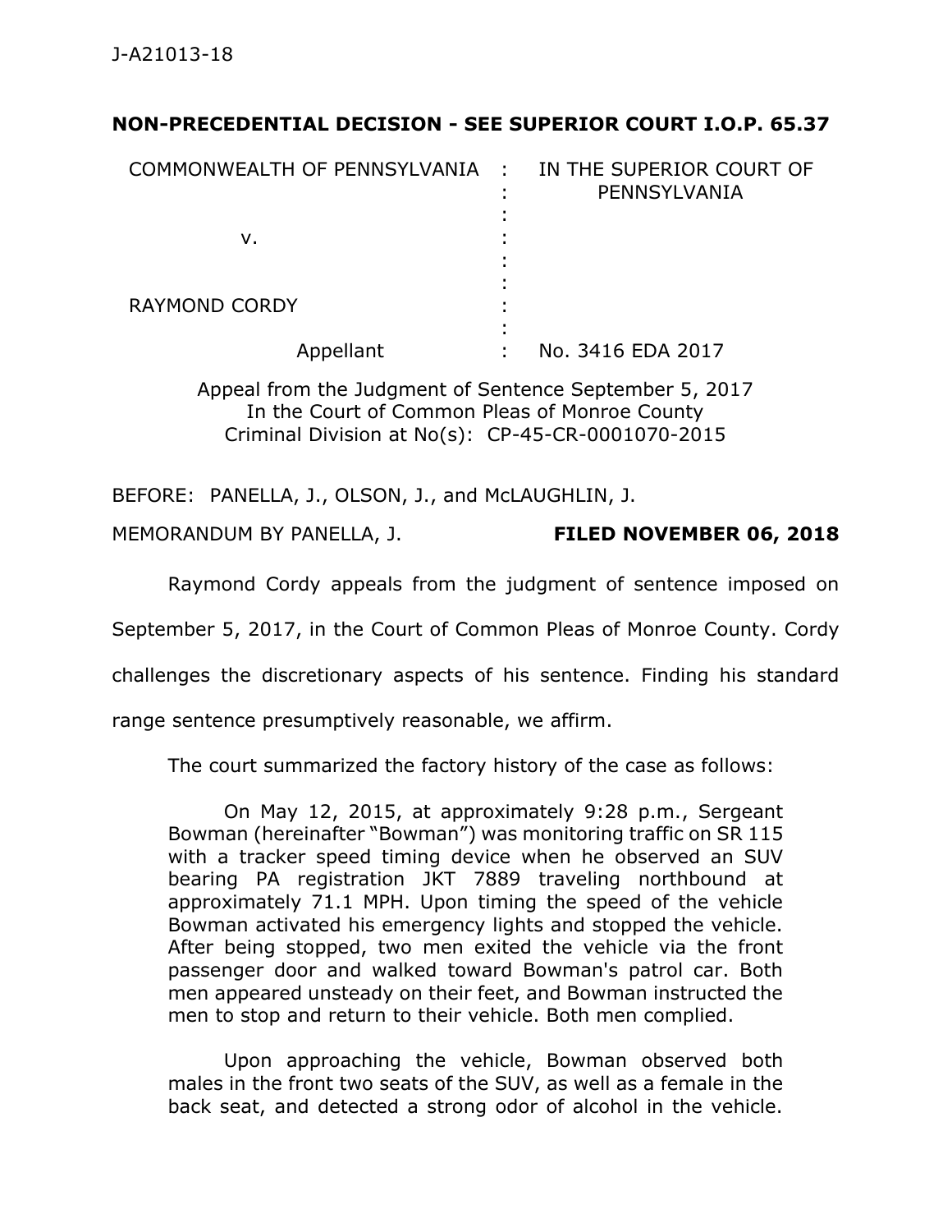**NON-PRECEDENTIAL DECISION - SEE SUPERIOR COURT I.O.P. 65.37**

| | | |
|---|---|---|
| COMMONWEALTH OF PENNSYLVANIA | : | IN THE SUPERIOR COURT OF PENNSYLVANIA |
| v. | : | |
| RAYMOND CORDY | : | |
| Appellant | : | No. 3416 EDA 2017 |

Appeal from the Judgment of Sentence September 5, 2017
In the Court of Common Pleas of Monroe County
Criminal Division at No(s): CP-45-CR-0001070-2015

BEFORE: PANELLA, J., OLSON, J., and McLAUGHLIN, J.

MEMORANDUM BY PANELLA, J. **FILED NOVEMBER 06, 2018**

Raymond Cordy appeals from the judgment of sentence imposed on September 5, 2017, in the Court of Common Pleas of Monroe County. Cordy challenges the discretionary aspects of his sentence. Finding his standard range sentence presumptively reasonable, we affirm.

The court summarized the factory history of the case as follows:

> On May 12, 2015, at approximately 9:28 p.m., Sergeant Bowman (hereinafter "Bowman") was monitoring traffic on SR 115 with a tracker speed timing device when he observed an SUV bearing PA registration JKT 7889 traveling northbound at approximately 71.1 MPH. Upon timing the speed of the vehicle Bowman activated his emergency lights and stopped the vehicle. After being stopped, two men exited the vehicle via the front passenger door and walked toward Bowman's patrol car. Both men appeared unsteady on their feet, and Bowman instructed the men to stop and return to their vehicle. Both men complied.
>
> Upon approaching the vehicle, Bowman observed both males in the front two seats of the SUV, as well as a female in the back seat, and detected a strong odor of alcohol in the vehicle.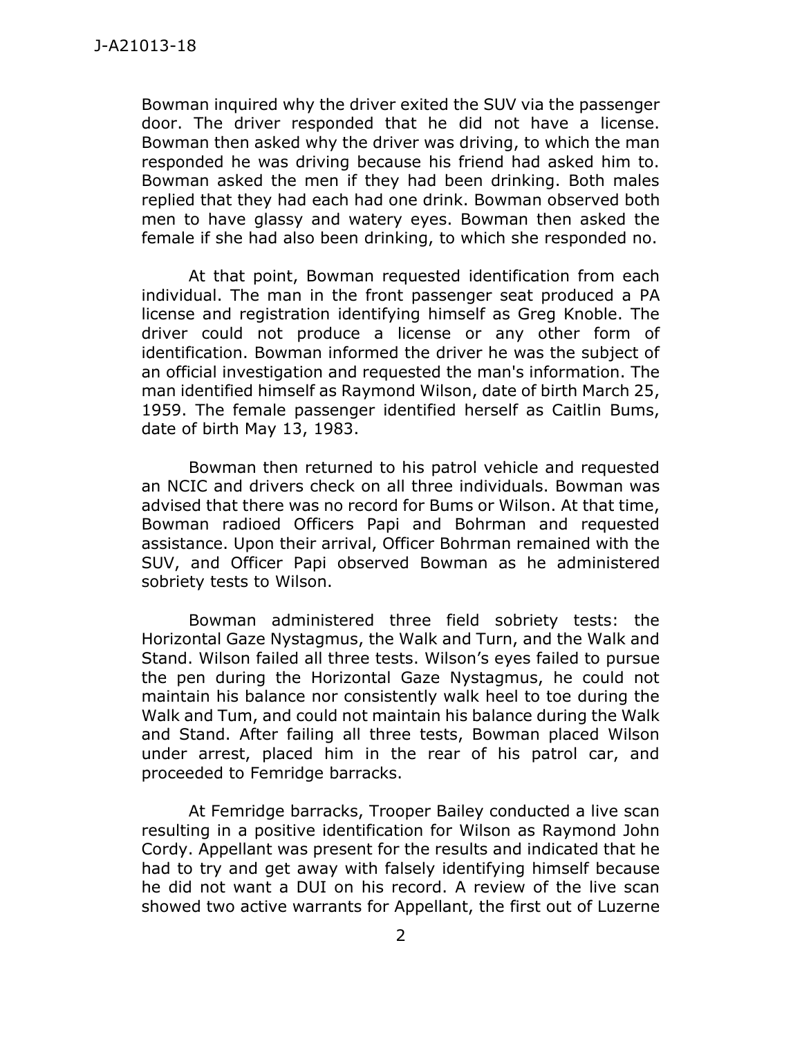Bowman inquired why the driver exited the SUV via the passenger door. The driver responded that he did not have a license. Bowman then asked why the driver was driving, to which the man responded he was driving because his friend had asked him to. Bowman asked the men if they had been drinking. Both males replied that they had each had one drink. Bowman observed both men to have glassy and watery eyes. Bowman then asked the female if she had also been drinking, to which she responded no.

At that point, Bowman requested identification from each individual. The man in the front passenger seat produced a PA license and registration identifying himself as Greg Knoble. The driver could not produce a license or any other form of identification. Bowman informed the driver he was the subject of an official investigation and requested the man's information. The man identified himself as Raymond Wilson, date of birth March 25, 1959. The female passenger identified herself as Caitlin Bums, date of birth May 13, 1983.

Bowman then returned to his patrol vehicle and requested an NCIC and drivers check on all three individuals. Bowman was advised that there was no record for Bums or Wilson. At that time, Bowman radioed Officers Papi and Bohrman and requested assistance. Upon their arrival, Officer Bohrman remained with the SUV, and Officer Papi observed Bowman as he administered sobriety tests to Wilson.

Bowman administered three field sobriety tests: the Horizontal Gaze Nystagmus, the Walk and Turn, and the Walk and Stand. Wilson failed all three tests. Wilson's eyes failed to pursue the pen during the Horizontal Gaze Nystagmus, he could not maintain his balance nor consistently walk heel to toe during the Walk and Tum, and could not maintain his balance during the Walk and Stand. After failing all three tests, Bowman placed Wilson under arrest, placed him in the rear of his patrol car, and proceeded to Femridge barracks.

At Femridge barracks, Trooper Bailey conducted a live scan resulting in a positive identification for Wilson as Raymond John Cordy. Appellant was present for the results and indicated that he had to try and get away with falsely identifying himself because he did not want a DUI on his record. A review of the live scan showed two active warrants for Appellant, the first out of Luzerne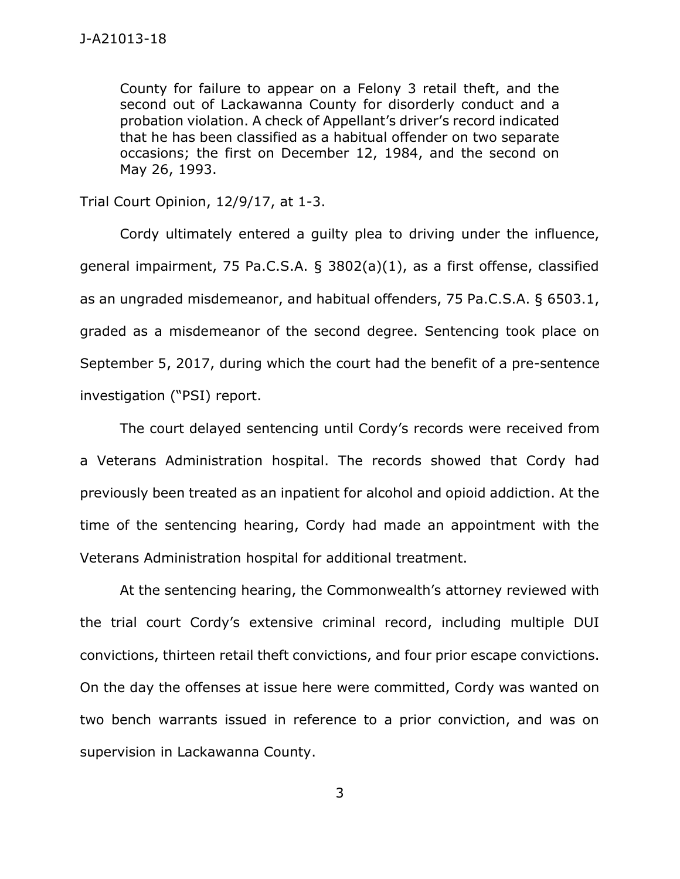> County for failure to appear on a Felony 3 retail theft, and the second out of Lackawanna County for disorderly conduct and a probation violation. A check of Appellant's driver's record indicated that he has been classified as a habitual offender on two separate occasions; the first on December 12, 1984, and the second on May 26, 1993.

Trial Court Opinion, 12/9/17, at 1-3.

Cordy ultimately entered a guilty plea to driving under the influence, general impairment, 75 Pa.C.S.A. § 3802(a)(1), as a first offense, classified as an ungraded misdemeanor, and habitual offenders, 75 Pa.C.S.A. § 6503.1, graded as a misdemeanor of the second degree. Sentencing took place on September 5, 2017, during which the court had the benefit of a pre-sentence investigation ("PSI) report.

The court delayed sentencing until Cordy's records were received from a Veterans Administration hospital. The records showed that Cordy had previously been treated as an inpatient for alcohol and opioid addiction. At the time of the sentencing hearing, Cordy had made an appointment with the Veterans Administration hospital for additional treatment.

At the sentencing hearing, the Commonwealth's attorney reviewed with the trial court Cordy's extensive criminal record, including multiple DUI convictions, thirteen retail theft convictions, and four prior escape convictions. On the day the offenses at issue here were committed, Cordy was wanted on two bench warrants issued in reference to a prior conviction, and was on supervision in Lackawanna County.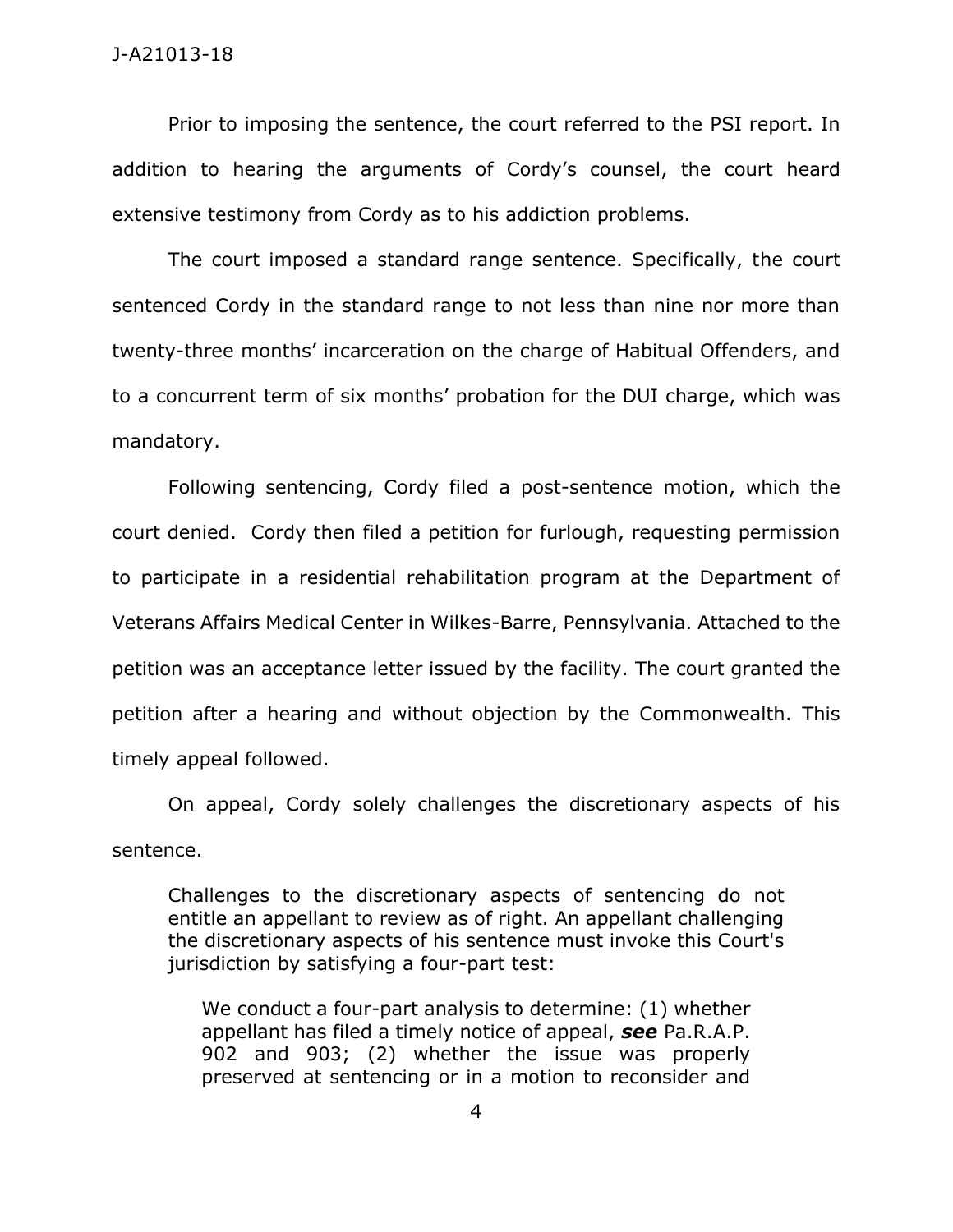Prior to imposing the sentence, the court referred to the PSI report. In addition to hearing the arguments of Cordy's counsel, the court heard extensive testimony from Cordy as to his addiction problems.

The court imposed a standard range sentence. Specifically, the court sentenced Cordy in the standard range to not less than nine nor more than twenty-three months' incarceration on the charge of Habitual Offenders, and to a concurrent term of six months' probation for the DUI charge, which was mandatory.

Following sentencing, Cordy filed a post-sentence motion, which the court denied. Cordy then filed a petition for furlough, requesting permission to participate in a residential rehabilitation program at the Department of Veterans Affairs Medical Center in Wilkes-Barre, Pennsylvania. Attached to the petition was an acceptance letter issued by the facility. The court granted the petition after a hearing and without objection by the Commonwealth. This timely appeal followed.

On appeal, Cordy solely challenges the discretionary aspects of his sentence.

> Challenges to the discretionary aspects of sentencing do not entitle an appellant to review as of right. An appellant challenging the discretionary aspects of his sentence must invoke this Court's jurisdiction by satisfying a four-part test:
>
> > We conduct a four-part analysis to determine: (1) whether appellant has filed a timely notice of appeal, ***see*** Pa.R.A.P. 902 and 903; (2) whether the issue was properly preserved at sentencing or in a motion to reconsider and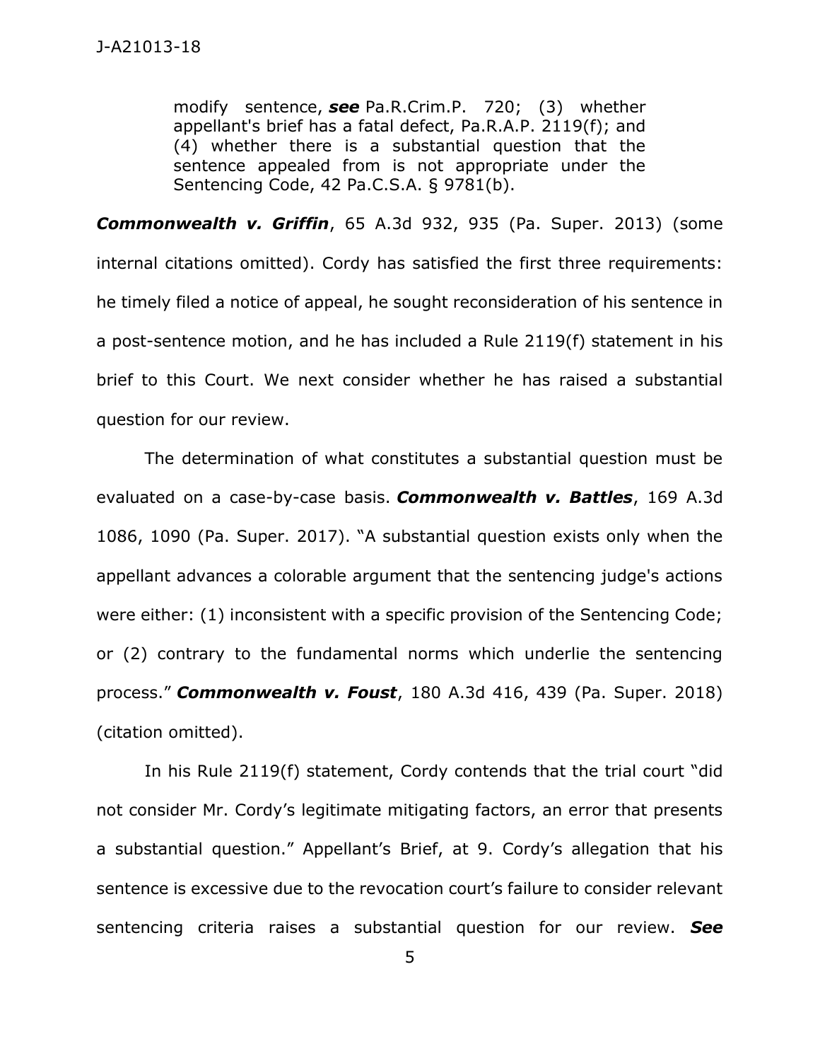> modify sentence, ***see*** Pa.R.Crim.P. 720; (3) whether appellant's brief has a fatal defect, Pa.R.A.P. 2119(f); and (4) whether there is a substantial question that the sentence appealed from is not appropriate under the Sentencing Code, 42 Pa.C.S.A. § 9781(b).

***Commonwealth v. Griffin***, 65 A.3d 932, 935 (Pa. Super. 2013) (some internal citations omitted). Cordy has satisfied the first three requirements: he timely filed a notice of appeal, he sought reconsideration of his sentence in a post-sentence motion, and he has included a Rule 2119(f) statement in his brief to this Court. We next consider whether he has raised a substantial question for our review.

The determination of what constitutes a substantial question must be evaluated on a case-by-case basis. ***Commonwealth v. Battles***, 169 A.3d 1086, 1090 (Pa. Super. 2017). "A substantial question exists only when the appellant advances a colorable argument that the sentencing judge's actions were either: (1) inconsistent with a specific provision of the Sentencing Code; or (2) contrary to the fundamental norms which underlie the sentencing process." ***Commonwealth v. Foust***, 180 A.3d 416, 439 (Pa. Super. 2018) (citation omitted).

In his Rule 2119(f) statement, Cordy contends that the trial court "did not consider Mr. Cordy's legitimate mitigating factors, an error that presents a substantial question." Appellant's Brief, at 9. Cordy's allegation that his sentence is excessive due to the revocation court's failure to consider relevant sentencing criteria raises a substantial question for our review. ***See***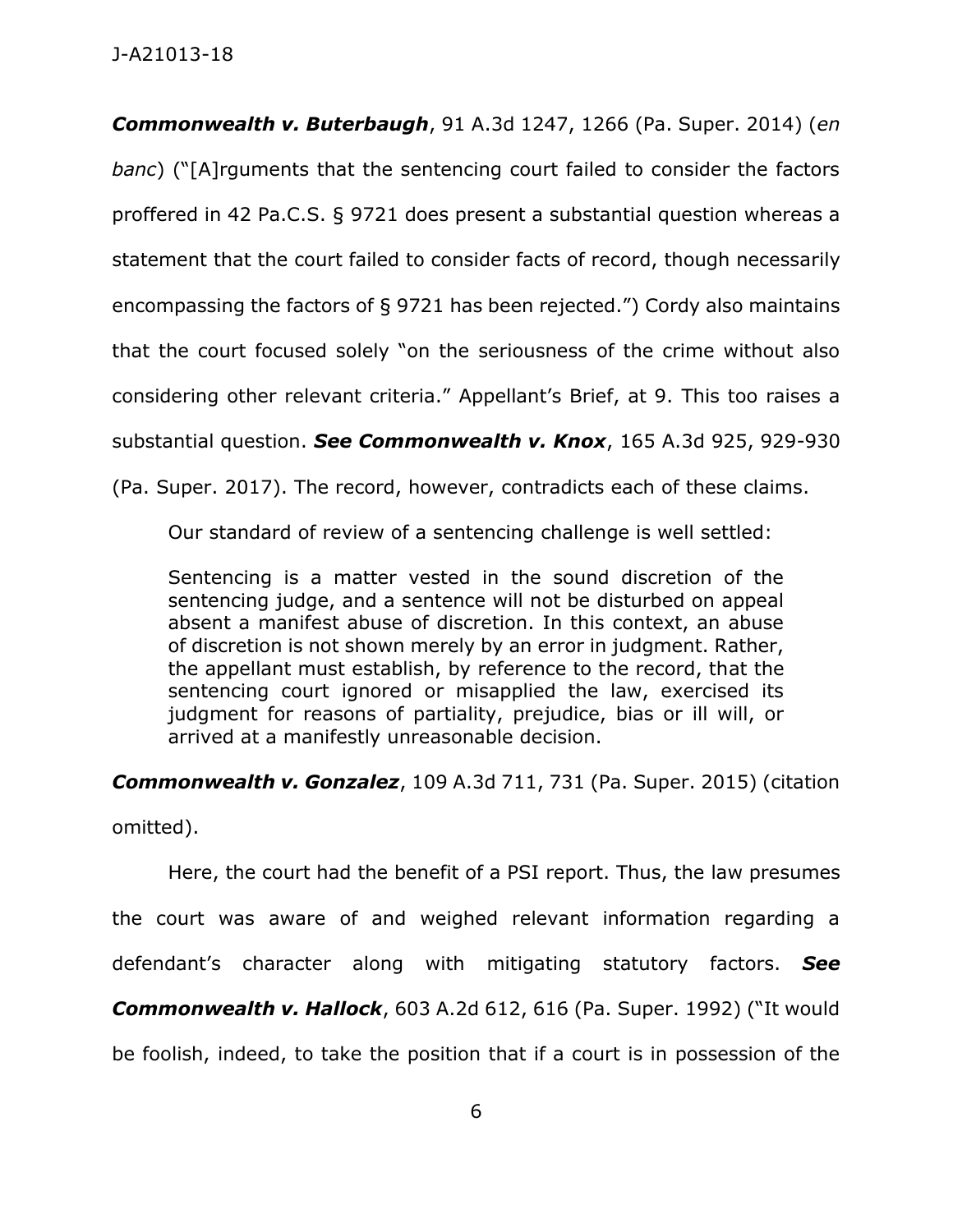***Commonwealth v. Buterbaugh***, 91 A.3d 1247, 1266 (Pa. Super. 2014) (*en banc*) ("[A]rguments that the sentencing court failed to consider the factors proffered in 42 Pa.C.S. § 9721 does present a substantial question whereas a statement that the court failed to consider facts of record, though necessarily encompassing the factors of § 9721 has been rejected.") Cordy also maintains that the court focused solely "on the seriousness of the crime without also considering other relevant criteria." Appellant's Brief, at 9. This too raises a substantial question. ***See Commonwealth v. Knox***, 165 A.3d 925, 929-930 (Pa. Super. 2017). The record, however, contradicts each of these claims.

Our standard of review of a sentencing challenge is well settled:

> Sentencing is a matter vested in the sound discretion of the sentencing judge, and a sentence will not be disturbed on appeal absent a manifest abuse of discretion. In this context, an abuse of discretion is not shown merely by an error in judgment. Rather, the appellant must establish, by reference to the record, that the sentencing court ignored or misapplied the law, exercised its judgment for reasons of partiality, prejudice, bias or ill will, or arrived at a manifestly unreasonable decision.

***Commonwealth v. Gonzalez***, 109 A.3d 711, 731 (Pa. Super. 2015) (citation omitted).

Here, the court had the benefit of a PSI report. Thus, the law presumes the court was aware of and weighed relevant information regarding a defendant's character along with mitigating statutory factors. ***See Commonwealth v. Hallock***, 603 A.2d 612, 616 (Pa. Super. 1992) ("It would be foolish, indeed, to take the position that if a court is in possession of the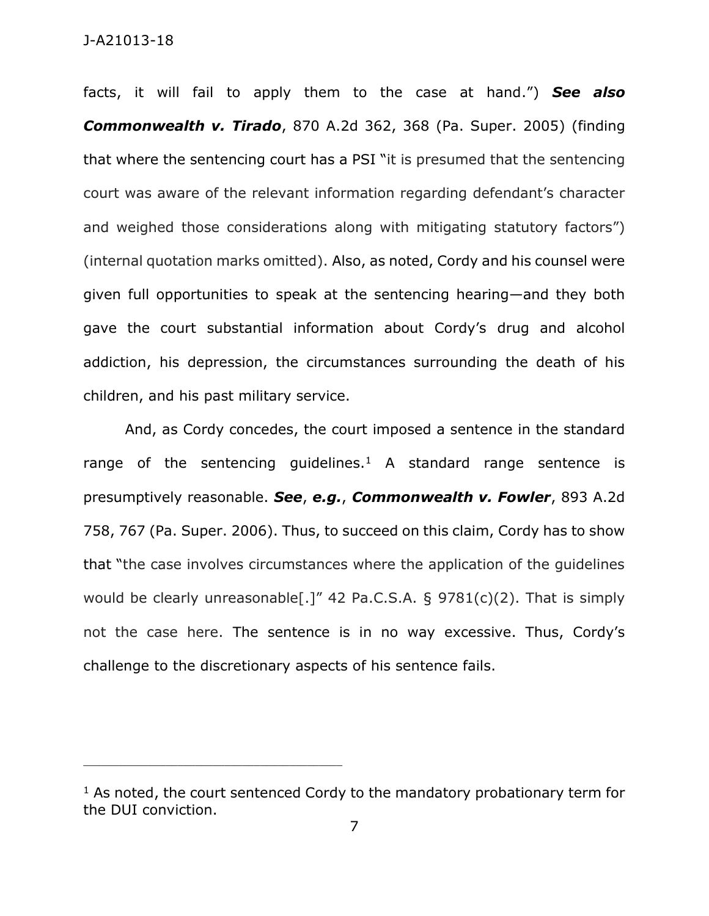facts, it will fail to apply them to the case at hand.") ***See also Commonwealth v. Tirado***, 870 A.2d 362, 368 (Pa. Super. 2005) (finding that where the sentencing court has a PSI "it is presumed that the sentencing court was aware of the relevant information regarding defendant's character and weighed those considerations along with mitigating statutory factors") (internal quotation marks omitted). Also, as noted, Cordy and his counsel were given full opportunities to speak at the sentencing hearing—and they both gave the court substantial information about Cordy's drug and alcohol addiction, his depression, the circumstances surrounding the death of his children, and his past military service.

And, as Cordy concedes, the court imposed a sentence in the standard range of the sentencing guidelines.[1] A standard range sentence is presumptively reasonable. ***See***, ***e.g.***, ***Commonwealth v. Fowler***, 893 A.2d 758, 767 (Pa. Super. 2006). Thus, to succeed on this claim, Cordy has to show that "the case involves circumstances where the application of the guidelines would be clearly unreasonable[.]" 42 Pa.C.S.A. § 9781(c)(2). That is simply not the case here. The sentence is in no way excessive. Thus, Cordy's challenge to the discretionary aspects of his sentence fails.

---

[1] As noted, the court sentenced Cordy to the mandatory probationary term for the DUI conviction.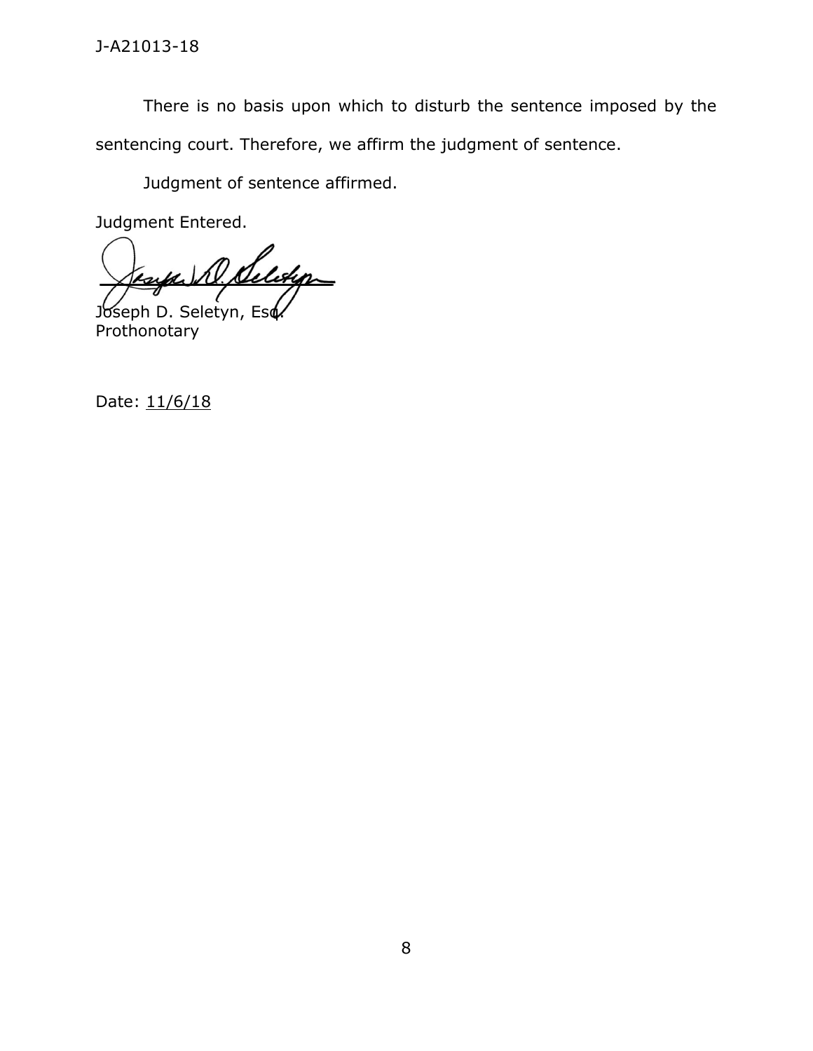There is no basis upon which to disturb the sentence imposed by the sentencing court. Therefore, we affirm the judgment of sentence.

Judgment of sentence affirmed.

Judgment Entered.

Joseph D. Seletyn, Esq.
Prothonotary

Date: 11/6/18